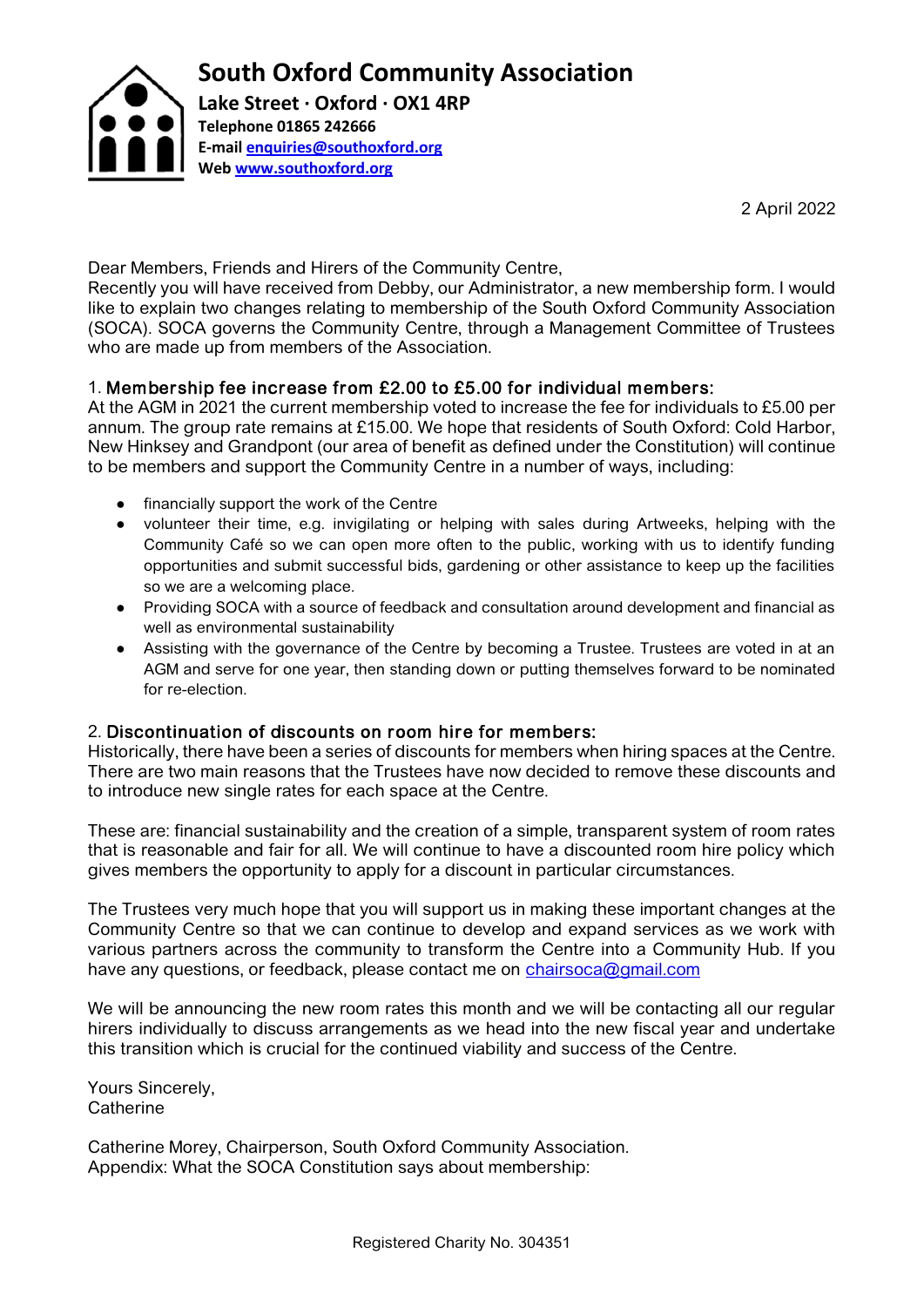# South Oxford Community Association

**Lake Street · Oxford · OX1 4RP**
**Telephone 01865 242666**
**E-mail enquiries@southoxford.org**
**Web www.southoxford.org**

2 April 2022

Dear Members, Friends and Hirers of the Community Centre,
Recently you will have received from Debby, our Administrator, a new membership form. I would like to explain two changes relating to membership of the South Oxford Community Association (SOCA). SOCA governs the Community Centre, through a Management Committee of Trustees who are made up from members of the Association.

1. **Membership fee increase from £2.00 to £5.00 for individual members:**

At the AGM in 2021 the current membership voted to increase the fee for individuals to £5.00 per annum. The group rate remains at £15.00. We hope that residents of South Oxford: Cold Harbor, New Hinksey and Grandpont (our area of benefit as defined under the Constitution) will continue to be members and support the Community Centre in a number of ways, including:

- financially support the work of the Centre
- volunteer their time, e.g. invigilating or helping with sales during Artweeks, helping with the Community Café so we can open more often to the public, working with us to identify funding opportunities and submit successful bids, gardening or other assistance to keep up the facilities so we are a welcoming place.
- Providing SOCA with a source of feedback and consultation around development and financial as well as environmental sustainability
- Assisting with the governance of the Centre by becoming a Trustee. Trustees are voted in at an AGM and serve for one year, then standing down or putting themselves forward to be nominated for re-election.

2. **Discontinuation of discounts on room hire for members:**

Historically, there have been a series of discounts for members when hiring spaces at the Centre. There are two main reasons that the Trustees have now decided to remove these discounts and to introduce new single rates for each space at the Centre.

These are: financial sustainability and the creation of a simple, transparent system of room rates that is reasonable and fair for all. We will continue to have a discounted room hire policy which gives members the opportunity to apply for a discount in particular circumstances.

The Trustees very much hope that you will support us in making these important changes at the Community Centre so that we can continue to develop and expand services as we work with various partners across the community to transform the Centre into a Community Hub. If you have any questions, or feedback, please contact me on chairsoca@gmail.com

We will be announcing the new room rates this month and we will be contacting all our regular hirers individually to discuss arrangements as we head into the new fiscal year and undertake this transition which is crucial for the continued viability and success of the Centre.

Yours Sincerely,
Catherine

Catherine Morey, Chairperson, South Oxford Community Association.
Appendix: What the SOCA Constitution says about membership:

Registered Charity No. 304351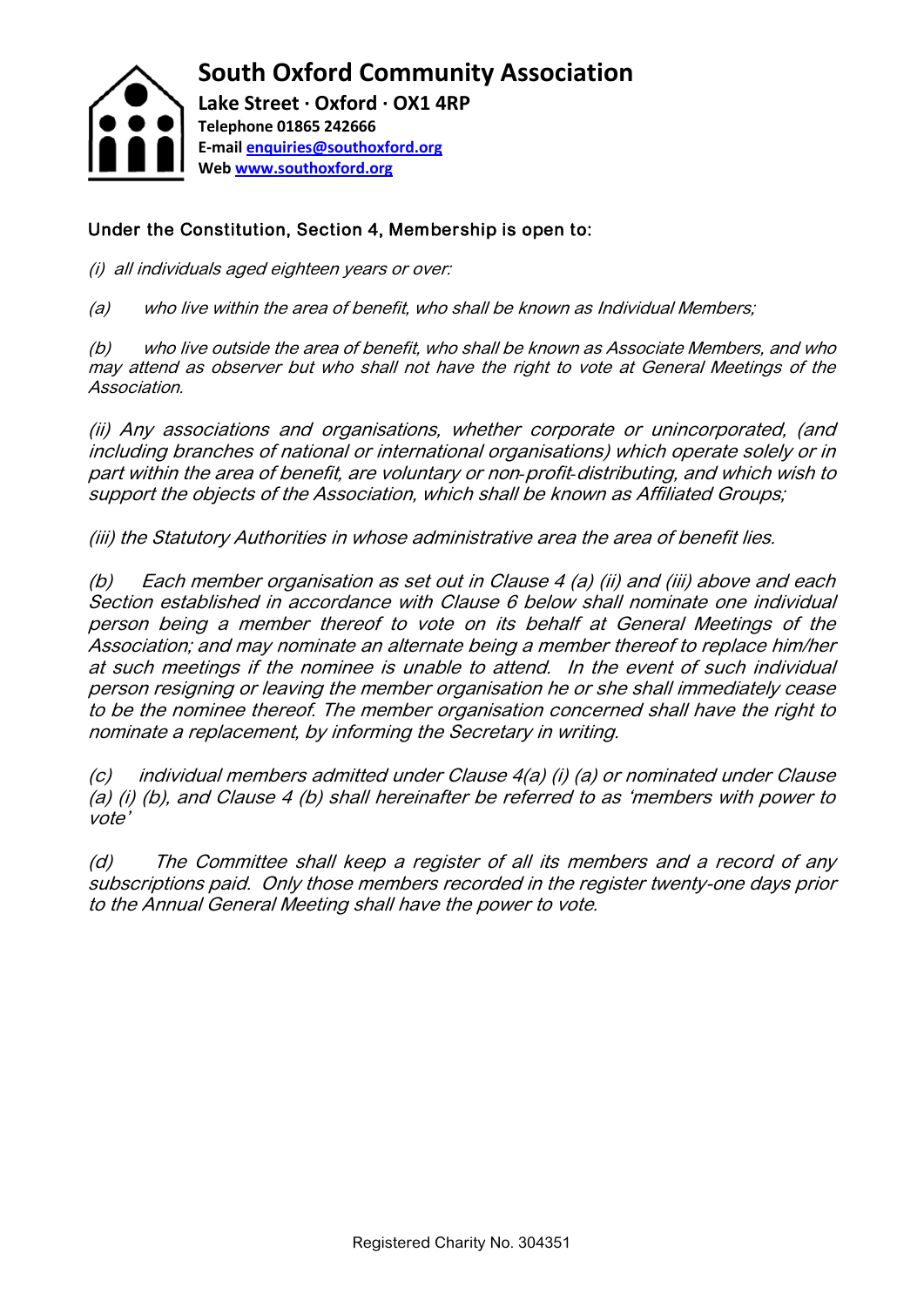# South Oxford Community Association

**Lake Street · Oxford · OX1 4RP**
**Telephone 01865 242666**
**E-mail [enquiries@southoxford.org](mailto:enquiries@southoxford.org)**
**Web [www.southoxford.org](http://www.southoxford.org)**

## Under the Constitution, Section 4, Membership is open to:

*(i) all individuals aged eighteen years or over:*

*(a) who live within the area of benefit, who shall be known as Individual Members;*

*(b) who live outside the area of benefit, who shall be known as Associate Members, and who may attend as observer but who shall not have the right to vote at General Meetings of the Association.*

*(ii) Any associations and organisations, whether corporate or unincorporated, (and including branches of national or international organisations) which operate solely or in part within the area of benefit, are voluntary or non-profit-distributing, and which wish to support the objects of the Association, which shall be known as Affiliated Groups;*

*(iii) the Statutory Authorities in whose administrative area the area of benefit lies.*

*(b) Each member organisation as set out in Clause 4 (a) (ii) and (iii) above and each Section established in accordance with Clause 6 below shall nominate one individual person being a member thereof to vote on its behalf at General Meetings of the Association; and may nominate an alternate being a member thereof to replace him/her at such meetings if the nominee is unable to attend. In the event of such individual person resigning or leaving the member organisation he or she shall immediately cease to be the nominee thereof. The member organisation concerned shall have the right to nominate a replacement, by informing the Secretary in writing.*

*(c) individual members admitted under Clause 4(a) (i) (a) or nominated under Clause (a) (i) (b), and Clause 4 (b) shall hereinafter be referred to as 'members with power to vote'*

*(d) The Committee shall keep a register of all its members and a record of any subscriptions paid. Only those members recorded in the register twenty-one days prior to the Annual General Meeting shall have the power to vote.*

Registered Charity No. 304351